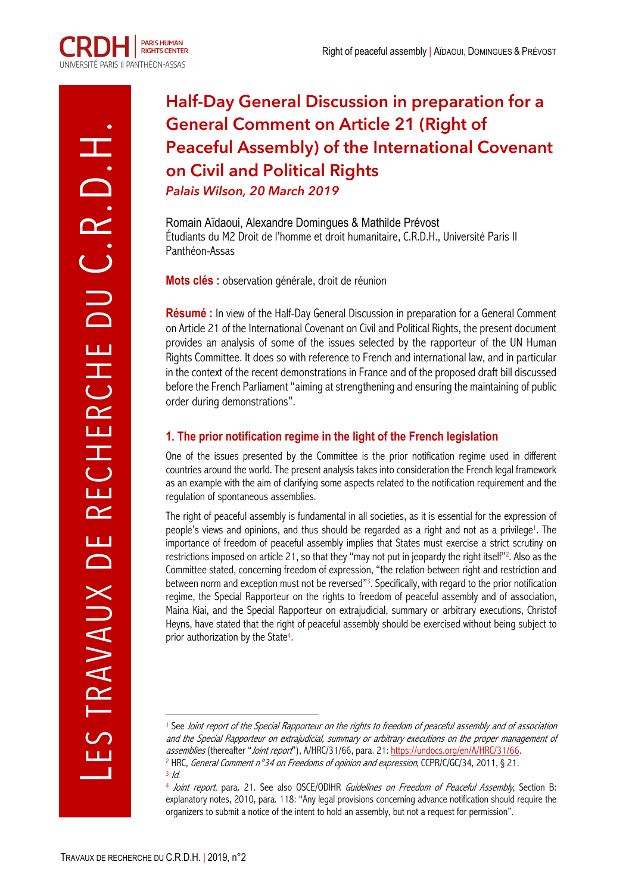# Half-Day General Discussion in preparation for a General Comment on Article 21 (Right of Peaceful Assembly) of the International Covenant on Civil and Political Rights

*Palais Wilson, 20 March 2019*

Romain Aïdaoui, Alexandre Domingues & Mathilde Prévost
Étudiants du M2 Droit de l'homme et droit humanitaire, C.R.D.H., Université Paris II Panthéon-Assas

**Mots clés :** observation générale, droit de réunion

**Résumé :** In view of the Half-Day General Discussion in preparation for a General Comment on Article 21 of the International Covenant on Civil and Political Rights, the present document provides an analysis of some of the issues selected by the rapporteur of the UN Human Rights Committee. It does so with reference to French and international law, and in particular in the context of the recent demonstrations in France and of the proposed draft bill discussed before the French Parliament "aiming at strengthening and ensuring the maintaining of public order during demonstrations".

## 1. The prior notification regime in the light of the French legislation

One of the issues presented by the Committee is the prior notification regime used in different countries around the world. The present analysis takes into consideration the French legal framework as an example with the aim of clarifying some aspects related to the notification requirement and the regulation of spontaneous assemblies.

The right of peaceful assembly is fundamental in all societies, as it is essential for the expression of people's views and opinions, and thus should be regarded as a right and not as a privilege[1]. The importance of freedom of peaceful assembly implies that States must exercise a strict scrutiny on restrictions imposed on article 21, so that they "may not put in jeopardy the right itself"[2]. Also as the Committee stated, concerning freedom of expression, "the relation between right and restriction and between norm and exception must not be reversed"[3]. Specifically, with regard to the prior notification regime, the Special Rapporteur on the rights to freedom of peaceful assembly and of association, Maina Kiai, and the Special Rapporteur on extrajudicial, summary or arbitrary executions, Christof Heyns, have stated that the right of peaceful assembly should be exercised without being subject to prior authorization by the State[4].

---

[1] See *Joint report of the Special Rapporteur on the rights to freedom of peaceful assembly and of association and the Special Rapporteur on extrajudicial, summary or arbitrary executions on the proper management of assemblies* (thereafter "*Joint report*"), A/HRC/31/66, para. 21: https://undocs.org/en/A/HRC/31/66.

[2] HRC, *General Comment n°34 on Freedoms of opinion and expression*, CCPR/C/GC/34, 2011, § 21.

[3] *Id.*

[4] *Joint report*, para. 21. See also OSCE/ODIHR *Guidelines on Freedom of Peaceful Assembly*, Section B: explanatory notes, 2010, para. 118: "Any legal provisions concerning advance notification should require the organizers to submit a notice of the intent to hold an assembly, but not a request for permission".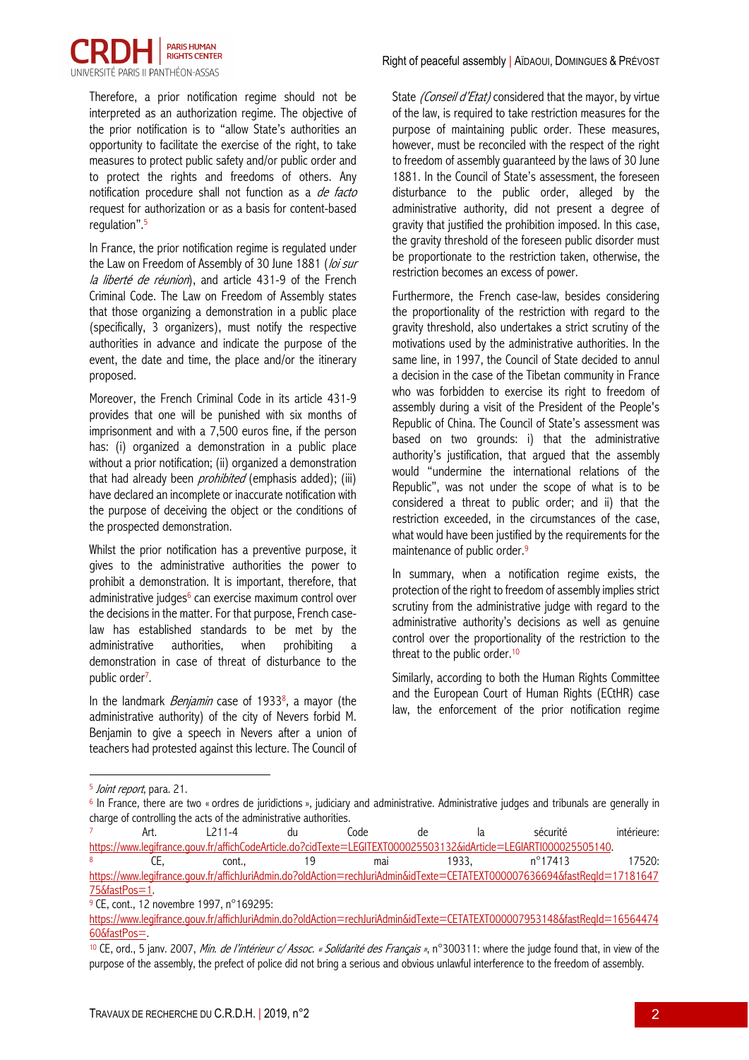Therefore, a prior notification regime should not be interpreted as an authorization regime. The objective of the prior notification is to "allow State's authorities an opportunity to facilitate the exercise of the right, to take measures to protect public safety and/or public order and to protect the rights and freedoms of others. Any notification procedure shall not function as a *de facto* request for authorization or as a basis for content-based regulation".[5]

In France, the prior notification regime is regulated under the Law on Freedom of Assembly of 30 June 1881 (*loi sur la liberté de réunion*), and article 431-9 of the French Criminal Code. The Law on Freedom of Assembly states that those organizing a demonstration in a public place (specifically, 3 organizers), must notify the respective authorities in advance and indicate the purpose of the event, the date and time, the place and/or the itinerary proposed.

Moreover, the French Criminal Code in its article 431-9 provides that one will be punished with six months of imprisonment and with a 7,500 euros fine, if the person has: (i) organized a demonstration in a public place without a prior notification; (ii) organized a demonstration that had already been *prohibited* (emphasis added); (iii) have declared an incomplete or inaccurate notification with the purpose of deceiving the object or the conditions of the prospected demonstration.

Whilst the prior notification has a preventive purpose, it gives to the administrative authorities the power to prohibit a demonstration. It is important, therefore, that administrative judges[6] can exercise maximum control over the decisions in the matter. For that purpose, French case-law has established standards to be met by the administrative authorities, when prohibiting a demonstration in case of threat of disturbance to the public order[7].

In the landmark *Benjamin* case of 1933[8], a mayor (the administrative authority) of the city of Nevers forbid M. Benjamin to give a speech in Nevers after a union of teachers had protested against this lecture. The Council of State *(Conseil d'Etat)* considered that the mayor, by virtue of the law, is required to take restriction measures for the purpose of maintaining public order. These measures, however, must be reconciled with the respect of the right to freedom of assembly guaranteed by the laws of 30 June 1881. In the Council of State's assessment, the foreseen disturbance to the public order, alleged by the administrative authority, did not present a degree of gravity that justified the prohibition imposed. In this case, the gravity threshold of the foreseen public disorder must be proportionate to the restriction taken, otherwise, the restriction becomes an excess of power.

Furthermore, the French case-law, besides considering the proportionality of the restriction with regard to the gravity threshold, also undertakes a strict scrutiny of the motivations used by the administrative authorities. In the same line, in 1997, the Council of State decided to annul a decision in the case of the Tibetan community in France who was forbidden to exercise its right to freedom of assembly during a visit of the President of the People's Republic of China. The Council of State's assessment was based on two grounds: i) that the administrative authority's justification, that argued that the assembly would "undermine the international relations of the Republic", was not under the scope of what is to be considered a threat to public order; and ii) that the restriction exceeded, in the circumstances of the case, what would have been justified by the requirements for the maintenance of public order.[9]

In summary, when a notification regime exists, the protection of the right to freedom of assembly implies strict scrutiny from the administrative judge with regard to the administrative authority's decisions as well as genuine control over the proportionality of the restriction to the threat to the public order.[10]

Similarly, according to both the Human Rights Committee and the European Court of Human Rights (ECtHR) case law, the enforcement of the prior notification regime

---

[5] *Joint report*, para. 21.

[6] In France, there are two « ordres de juridictions », judiciary and administrative. Administrative judges and tribunals are generally in charge of controlling the acts of the administrative authorities.

[7] Art. L211-4 du Code de la sécurité intérieure: https://www.legifrance.gouv.fr/affichCodeArticle.do?cidTexte=LEGITEXT000025503132&idArticle=LEGIARTI000025505140.

[8] CE, cont., 19 mai 1933, n°17413 17520: https://www.legifrance.gouv.fr/affichJuriAdmin.do?oldAction=rechJuriAdmin&idTexte=CETATEXT000007636694&fastReqId=1718164775&fastPos=1.

[9] CE, cont., 12 novembre 1997, n°169295: https://www.legifrance.gouv.fr/affichJuriAdmin.do?oldAction=rechJuriAdmin&idTexte=CETATEXT000007953148&fastReqId=1656447460&fastPos=.

[10] CE, ord., 5 janv. 2007, *Min. de l'intérieur c/ Assoc. « Solidarité des Français »*, n°300311: where the judge found that, in view of the purpose of the assembly, the prefect of police did not bring a serious and obvious unlawful interference to the freedom of assembly.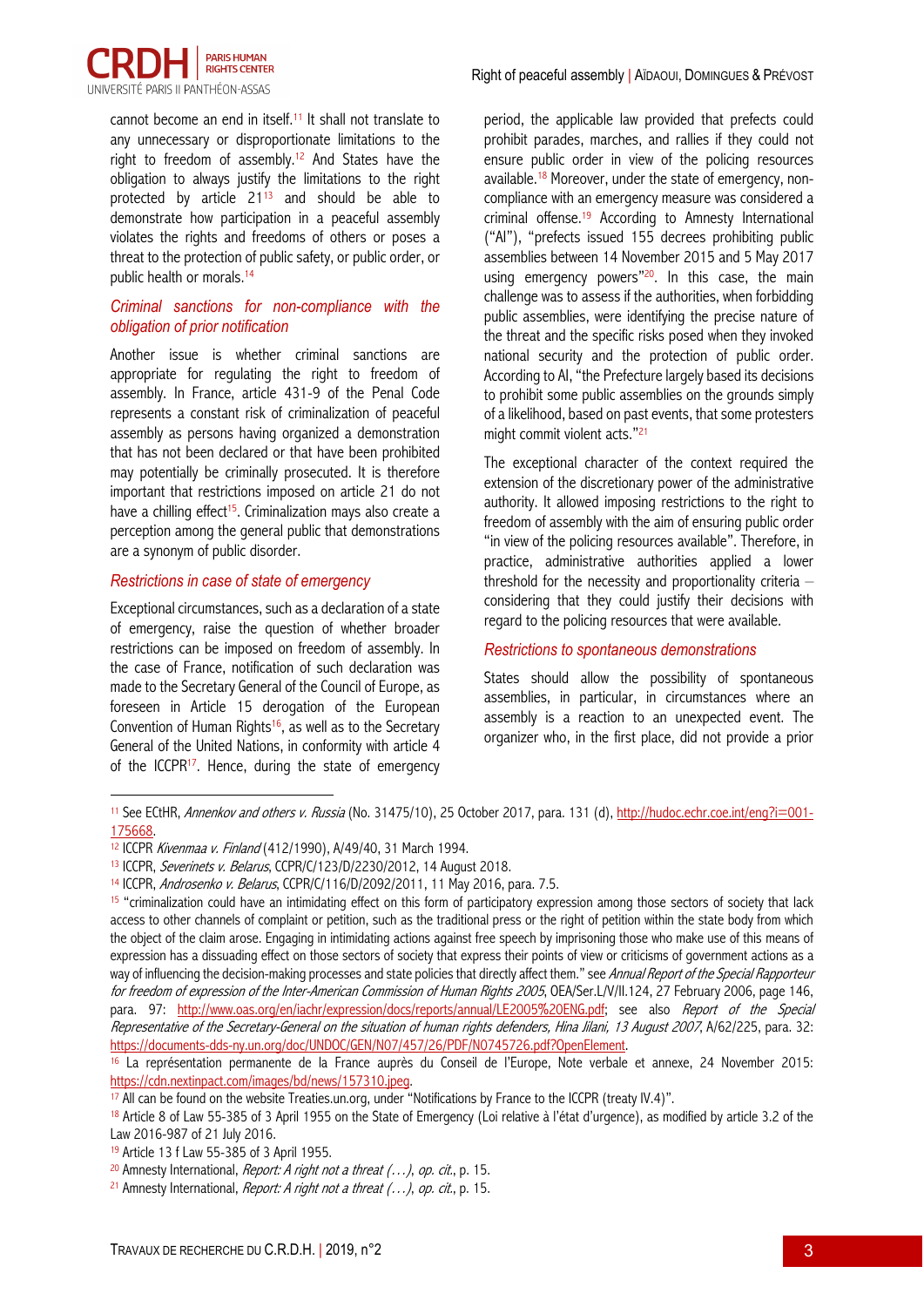cannot become an end in itself.[11] It shall not translate to any unnecessary or disproportionate limitations to the right to freedom of assembly.[12] And States have the obligation to always justify the limitations to the right protected by article 21[13] and should be able to demonstrate how participation in a peaceful assembly violates the rights and freedoms of others or poses a threat to the protection of public safety, or public order, or public health or morals.[14]

### *Criminal sanctions for non-compliance with the obligation of prior notification*

Another issue is whether criminal sanctions are appropriate for regulating the right to freedom of assembly. In France, article 431-9 of the Penal Code represents a constant risk of criminalization of peaceful assembly as persons having organized a demonstration that has not been declared or that have been prohibited may potentially be criminally prosecuted. It is therefore important that restrictions imposed on article 21 do not have a chilling effect[15]. Criminalization mays also create a perception among the general public that demonstrations are a synonym of public disorder.

### *Restrictions in case of state of emergency*

Exceptional circumstances, such as a declaration of a state of emergency, raise the question of whether broader restrictions can be imposed on freedom of assembly. In the case of France, notification of such declaration was made to the Secretary General of the Council of Europe, as foreseen in Article 15 derogation of the European Convention of Human Rights[16], as well as to the Secretary General of the United Nations, in conformity with article 4 of the ICCPR[17]. Hence, during the state of emergency period, the applicable law provided that prefects could prohibit parades, marches, and rallies if they could not ensure public order in view of the policing resources available.[18] Moreover, under the state of emergency, non-compliance with an emergency measure was considered a criminal offense.[19] According to Amnesty International ("AI"), "prefects issued 155 decrees prohibiting public assemblies between 14 November 2015 and 5 May 2017 using emergency powers"[20]. In this case, the main challenge was to assess if the authorities, when forbidding public assemblies, were identifying the precise nature of the threat and the specific risks posed when they invoked national security and the protection of public order. According to AI, "the Prefecture largely based its decisions to prohibit some public assemblies on the grounds simply of a likelihood, based on past events, that some protesters might commit violent acts."[21]

The exceptional character of the context required the extension of the discretionary power of the administrative authority. It allowed imposing restrictions to the right to freedom of assembly with the aim of ensuring public order "in view of the policing resources available". Therefore, in practice, administrative authorities applied a lower threshold for the necessity and proportionality criteria – considering that they could justify their decisions with regard to the policing resources that were available.

### *Restrictions to spontaneous demonstrations*

States should allow the possibility of spontaneous assemblies, in particular, in circumstances where an assembly is a reaction to an unexpected event. The organizer who, in the first place, did not provide a prior

---

[11] See ECtHR, *Annenkov and others v. Russia* (No. 31475/10), 25 October 2017, para. 131 (d), http://hudoc.echr.coe.int/eng?i=001-175668.

[12] ICCPR *Kivenmaa v. Finland* (412/1990), A/49/40, 31 March 1994.

[13] ICCPR, *Severinets v. Belarus*, CCPR/C/123/D/2230/2012, 14 August 2018.

[14] ICCPR, *Androsenko v. Belarus*, CCPR/C/116/D/2092/2011, 11 May 2016, para. 7.5.

[15] "criminalization could have an intimidating effect on this form of participatory expression among those sectors of society that lack access to other channels of complaint or petition, such as the traditional press or the right of petition within the state body from which the object of the claim arose. Engaging in intimidating actions against free speech by imprisoning those who make use of this means of expression has a dissuading effect on those sectors of society that express their points of view or criticisms of government actions as a way of influencing the decision-making processes and state policies that directly affect them." see *Annual Report of the Special Rapporteur for freedom of expression of the Inter-American Commission of Human Rights 2005*, OEA/Ser.L/V/II.124, 27 February 2006, page 146, para. 97: http://www.oas.org/en/iachr/expression/docs/reports/annual/LE2005%20ENG.pdf; see also *Report of the Special Representative of the Secretary-General on the situation of human rights defenders, Hina Jilani, 13 August 2007*, A/62/225, para. 32: https://documents-dds-ny.un.org/doc/UNDOC/GEN/N07/457/26/PDF/N0745726.pdf?OpenElement.

[16] La représentation permanente de la France auprès du Conseil de l'Europe, Note verbale et annexe, 24 November 2015: https://cdn.nextinpact.com/images/bd/news/157310.jpeg.

[17] All can be found on the website Treaties.un.org, under "Notifications by France to the ICCPR (treaty IV.4)".

[18] Article 8 of Law 55-385 of 3 April 1955 on the State of Emergency (Loi relative à l'état d'urgence), as modified by article 3.2 of the Law 2016-987 of 21 July 2016.

[19] Article 13 f Law 55-385 of 3 April 1955.

[20] Amnesty International, *Report: A right not a threat (…)*, *op. cit.*, p. 15.

[21] Amnesty International, *Report: A right not a threat (…)*, *op. cit.*, p. 15.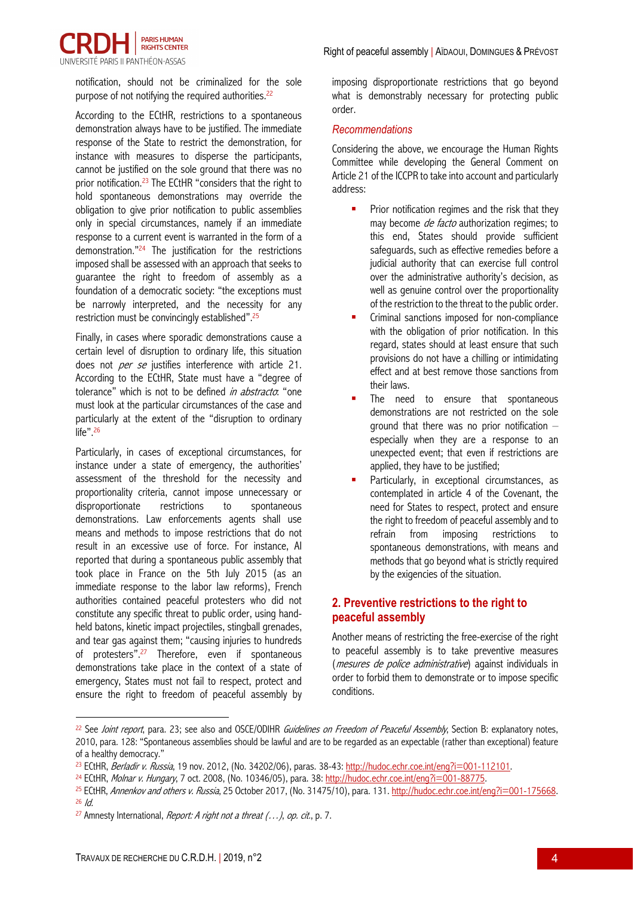notification, should not be criminalized for the sole purpose of not notifying the required authorities.[22]

According to the ECtHR, restrictions to a spontaneous demonstration always have to be justified. The immediate response of the State to restrict the demonstration, for instance with measures to disperse the participants, cannot be justified on the sole ground that there was no prior notification.[23] The ECtHR "considers that the right to hold spontaneous demonstrations may override the obligation to give prior notification to public assemblies only in special circumstances, namely if an immediate response to a current event is warranted in the form of a demonstration."[24] The justification for the restrictions imposed shall be assessed with an approach that seeks to guarantee the right to freedom of assembly as a foundation of a democratic society: "the exceptions must be narrowly interpreted, and the necessity for any restriction must be convincingly established".[25]

Finally, in cases where sporadic demonstrations cause a certain level of disruption to ordinary life, this situation does not *per se* justifies interference with article 21. According to the ECtHR, State must have a "degree of tolerance" which is not to be defined *in abstracto*: "one must look at the particular circumstances of the case and particularly at the extent of the "disruption to ordinary life".[26]

Particularly, in cases of exceptional circumstances, for instance under a state of emergency, the authorities' assessment of the threshold for the necessity and proportionality criteria, cannot impose unnecessary or disproportionate restrictions to spontaneous demonstrations. Law enforcements agents shall use means and methods to impose restrictions that do not result in an excessive use of force. For instance, AI reported that during a spontaneous public assembly that took place in France on the 5th July 2015 (as an immediate response to the labor law reforms), French authorities contained peaceful protesters who did not constitute any specific threat to public order, using hand-held batons, kinetic impact projectiles, stingball grenades, and tear gas against them; "causing injuries to hundreds of protesters".[27] Therefore, even if spontaneous demonstrations take place in the context of a state of emergency, States must not fail to respect, protect and ensure the right to freedom of peaceful assembly by imposing disproportionate restrictions that go beyond what is demonstrably necessary for protecting public order.

### *Recommendations*

Considering the above, we encourage the Human Rights Committee while developing the General Comment on Article 21 of the ICCPR to take into account and particularly address:

- Prior notification regimes and the risk that they may become *de facto* authorization regimes; to this end, States should provide sufficient safeguards, such as effective remedies before a judicial authority that can exercise full control over the administrative authority's decision, as well as genuine control over the proportionality of the restriction to the threat to the public order.
- Criminal sanctions imposed for non-compliance with the obligation of prior notification. In this regard, states should at least ensure that such provisions do not have a chilling or intimidating effect and at best remove those sanctions from their laws.
- The need to ensure that spontaneous demonstrations are not restricted on the sole ground that there was no prior notification – especially when they are a response to an unexpected event; that even if restrictions are applied, they have to be justified;
- Particularly, in exceptional circumstances, as contemplated in article 4 of the Covenant, the need for States to respect, protect and ensure the right to freedom of peaceful assembly and to refrain from imposing restrictions to spontaneous demonstrations, with means and methods that go beyond what is strictly required by the exigencies of the situation.

## 2. Preventive restrictions to the right to peaceful assembly

Another means of restricting the free-exercise of the right to peaceful assembly is to take preventive measures (*mesures de police administrative*) against individuals in order to forbid them to demonstrate or to impose specific conditions.

---

[22] See *Joint report*, para. 23; see also and OSCE/ODIHR *Guidelines on Freedom of Peaceful Assembly*, Section B: explanatory notes, 2010, para. 128: "Spontaneous assemblies should be lawful and are to be regarded as an expectable (rather than exceptional) feature of a healthy democracy."

[23] ECtHR, *Berladir v. Russia*, 19 nov. 2012, (No. 34202/06), paras. 38-43: http://hudoc.echr.coe.int/eng?i=001-112101.

[24] ECtHR, *Molnar v. Hungary*, 7 oct. 2008, (No. 10346/05), para. 38: http://hudoc.echr.coe.int/eng?i=001-88775.

[25] ECtHR, *Annenkov and others v. Russia*, 25 October 2017, (No. 31475/10), para. 131. http://hudoc.echr.coe.int/eng?i=001-175668.

[26] *Id.*

[27] Amnesty International, *Report: A right not a threat (…)*, *op. cit.*, p. 7.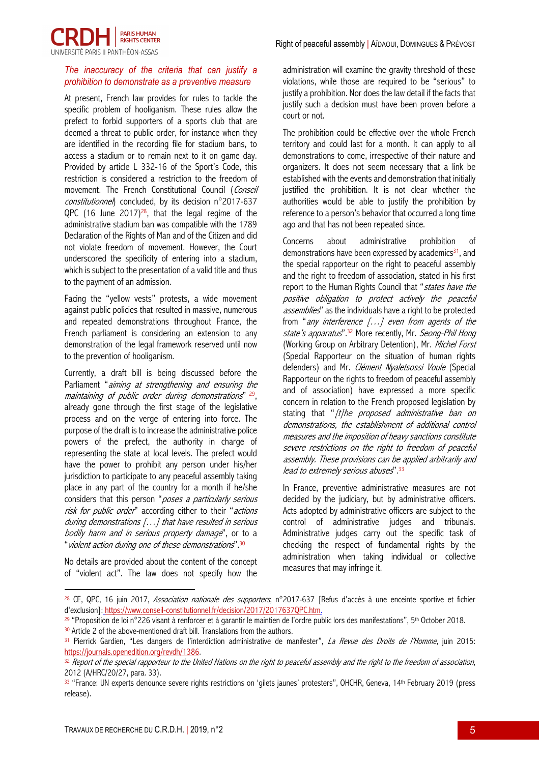### *The inaccuracy of the criteria that can justify a prohibition to demonstrate as a preventive measure*

At present, French law provides for rules to tackle the specific problem of hooliganism. These rules allow the prefect to forbid supporters of a sports club that are deemed a threat to public order, for instance when they are identified in the recording file for stadium bans, to access a stadium or to remain next to it on game day. Provided by article L 332-16 of the Sport's Code, this restriction is considered a restriction to the freedom of movement. The French Constitutional Council (*Conseil constitutionnel*) concluded, by its decision n°2017-637 QPC (16 June 2017)[28], that the legal regime of the administrative stadium ban was compatible with the 1789 Declaration of the Rights of Man and of the Citizen and did not violate freedom of movement. However, the Court underscored the specificity of entering into a stadium, which is subject to the presentation of a valid title and thus to the payment of an admission.

Facing the "yellow vests" protests, a wide movement against public policies that resulted in massive, numerous and repeated demonstrations throughout France, the French parliament is considering an extension to any demonstration of the legal framework reserved until now to the prevention of hooliganism.

Currently, a draft bill is being discussed before the Parliament "*aiming at strengthening and ensuring the maintaining of public order during demonstrations*" [29], already gone through the first stage of the legislative process and on the verge of entering into force. The purpose of the draft is to increase the administrative police powers of the prefect, the authority in charge of representing the state at local levels. The prefect would have the power to prohibit any person under his/her jurisdiction to participate to any peaceful assembly taking place in any part of the country for a month if he/she considers that this person "*poses a particularly serious risk for public order*" according either to their "*actions during demonstrations […] that have resulted in serious bodily harm and in serious property damage*", or to a "*violent action during one of these demonstrations*".[30]

No details are provided about the content of the concept of "violent act". The law does not specify how the administration will examine the gravity threshold of these violations, while those are required to be "serious" to justify a prohibition. Nor does the law detail if the facts that justify such a decision must have been proven before a court or not.

The prohibition could be effective over the whole French territory and could last for a month. It can apply to all demonstrations to come, irrespective of their nature and organizers. It does not seem necessary that a link be established with the events and demonstration that initially justified the prohibition. It is not clear whether the authorities would be able to justify the prohibition by reference to a person's behavior that occurred a long time ago and that has not been repeated since.

Concerns about administrative prohibition of demonstrations have been expressed by academics[31], and the special rapporteur on the right to peaceful assembly and the right to freedom of association, stated in his first report to the Human Rights Council that "*states have the positive obligation to protect actively the peaceful assemblies*" as the individuals have a right to be protected from "*any interference […] even from agents of the state's apparatus*".[32] More recently, Mr. *Seong-Phil Hong* (Working Group on Arbitrary Detention), Mr. *Michel Forst* (Special Rapporteur on the situation of human rights defenders) and Mr. *Clément Nyaletsossi Voule* (Special Rapporteur on the rights to freedom of peaceful assembly and of association) have expressed a more specific concern in relation to the French proposed legislation by stating that "*[t]he proposed administrative ban on demonstrations, the establishment of additional control measures and the imposition of heavy sanctions constitute severe restrictions on the right to freedom of peaceful assembly. These provisions can be applied arbitrarily and lead to extremely serious abuses*".[33]

In France, preventive administrative measures are not decided by the judiciary, but by administrative officers. Acts adopted by administrative officers are subject to the control of administrative judges and tribunals. Administrative judges carry out the specific task of checking the respect of fundamental rights by the administration when taking individual or collective measures that may infringe it.

---

[28] CE, QPC, 16 juin 2017, *Association nationale des supporters*, n°2017-637 [Refus d'accès à une enceinte sportive et fichier d'exclusion]: https://www.conseil-constitutionnel.fr/decision/2017/2017637QPC.htm.

[29] "Proposition de loi n°226 visant à renforcer et à garantir le maintien de l'ordre public lors des manifestations", 5th October 2018.

[30] Article 2 of the above-mentioned draft bill. Translations from the authors.

[31] Pierrick Gardien, "Les dangers de l'interdiction administrative de manifester", *La Revue des Droits de l'Homme*, juin 2015: https://journals.openedition.org/revdh/1386.

[32] *Report of the special rapporteur to the United Nations on the right to peaceful assembly and the right to the freedom of association*, 2012 (A/HRC/20/27, para. 33).

[33] "France: UN experts denounce severe rights restrictions on 'gilets jaunes' protesters", OHCHR, Geneva, 14th February 2019 (press release).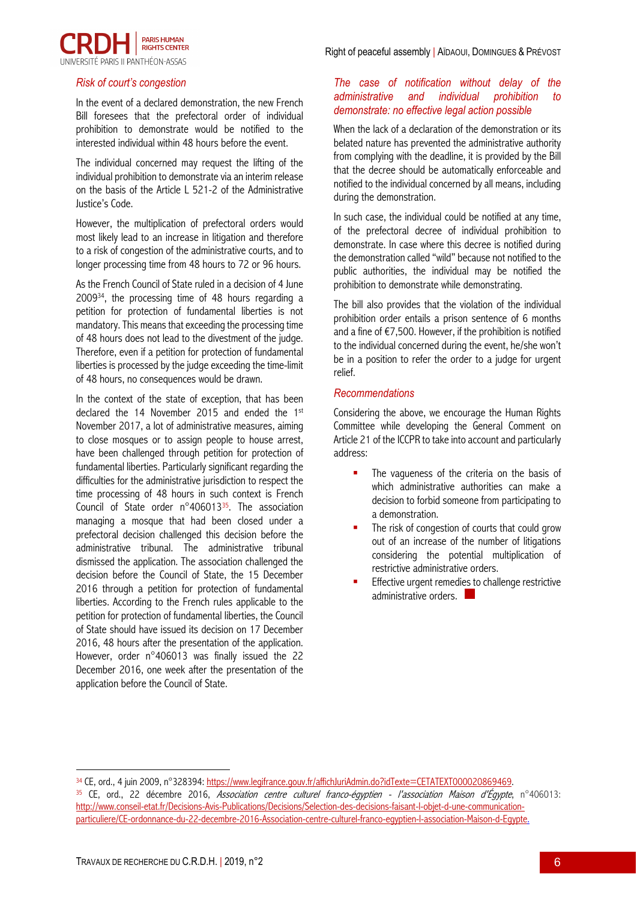### *Risk of court's congestion*

In the event of a declared demonstration, the new French Bill foresees that the prefectoral order of individual prohibition to demonstrate would be notified to the interested individual within 48 hours before the event.

The individual concerned may request the lifting of the individual prohibition to demonstrate via an interim release on the basis of the Article L 521-2 of the Administrative Justice's Code.

However, the multiplication of prefectoral orders would most likely lead to an increase in litigation and therefore to a risk of congestion of the administrative courts, and to longer processing time from 48 hours to 72 or 96 hours.

As the French Council of State ruled in a decision of 4 June 2009[34], the processing time of 48 hours regarding a petition for protection of fundamental liberties is not mandatory. This means that exceeding the processing time of 48 hours does not lead to the divestment of the judge. Therefore, even if a petition for protection of fundamental liberties is processed by the judge exceeding the time-limit of 48 hours, no consequences would be drawn.

In the context of the state of exception, that has been declared the 14 November 2015 and ended the 1st November 2017, a lot of administrative measures, aiming to close mosques or to assign people to house arrest, have been challenged through petition for protection of fundamental liberties. Particularly significant regarding the difficulties for the administrative jurisdiction to respect the time processing of 48 hours in such context is French Council of State order n°406013[35]. The association managing a mosque that had been closed under a prefectoral decision challenged this decision before the administrative tribunal. The administrative tribunal dismissed the application. The association challenged the decision before the Council of State, the 15 December 2016 through a petition for protection of fundamental liberties. According to the French rules applicable to the petition for protection of fundamental liberties, the Council of State should have issued its decision on 17 December 2016, 48 hours after the presentation of the application. However, order n°406013 was finally issued the 22 December 2016, one week after the presentation of the application before the Council of State.

### *The case of notification without delay of the administrative and individual prohibition to demonstrate: no effective legal action possible*

When the lack of a declaration of the demonstration or its belated nature has prevented the administrative authority from complying with the deadline, it is provided by the Bill that the decree should be automatically enforceable and notified to the individual concerned by all means, including during the demonstration.

In such case, the individual could be notified at any time, of the prefectoral decree of individual prohibition to demonstrate. In case where this decree is notified during the demonstration called "wild" because not notified to the public authorities, the individual may be notified the prohibition to demonstrate while demonstrating.

The bill also provides that the violation of the individual prohibition order entails a prison sentence of 6 months and a fine of €7,500. However, if the prohibition is notified to the individual concerned during the event, he/she won't be in a position to refer the order to a judge for urgent relief.

### *Recommendations*

Considering the above, we encourage the Human Rights Committee while developing the General Comment on Article 21 of the ICCPR to take into account and particularly address:

- The vagueness of the criteria on the basis of which administrative authorities can make a decision to forbid someone from participating to a demonstration.
- The risk of congestion of courts that could grow out of an increase of the number of litigations considering the potential multiplication of restrictive administrative orders.
- Effective urgent remedies to challenge restrictive administrative orders.

---

[34] CE, ord., 4 juin 2009, n°328394: https://www.legifrance.gouv.fr/affichJuriAdmin.do?idTexte=CETATEXT000020869469.

[35] CE, ord., 22 décembre 2016, *Association centre culturel franco-égyptien - l'association Maison d'Égypte*, n°406013: http://www.conseil-etat.fr/Decisions-Avis-Publications/Decisions/Selection-des-decisions-faisant-l-objet-d-une-communication-particuliere/CE-ordonnance-du-22-decembre-2016-Association-centre-culturel-franco-egyptien-l-association-Maison-d-Egypte.